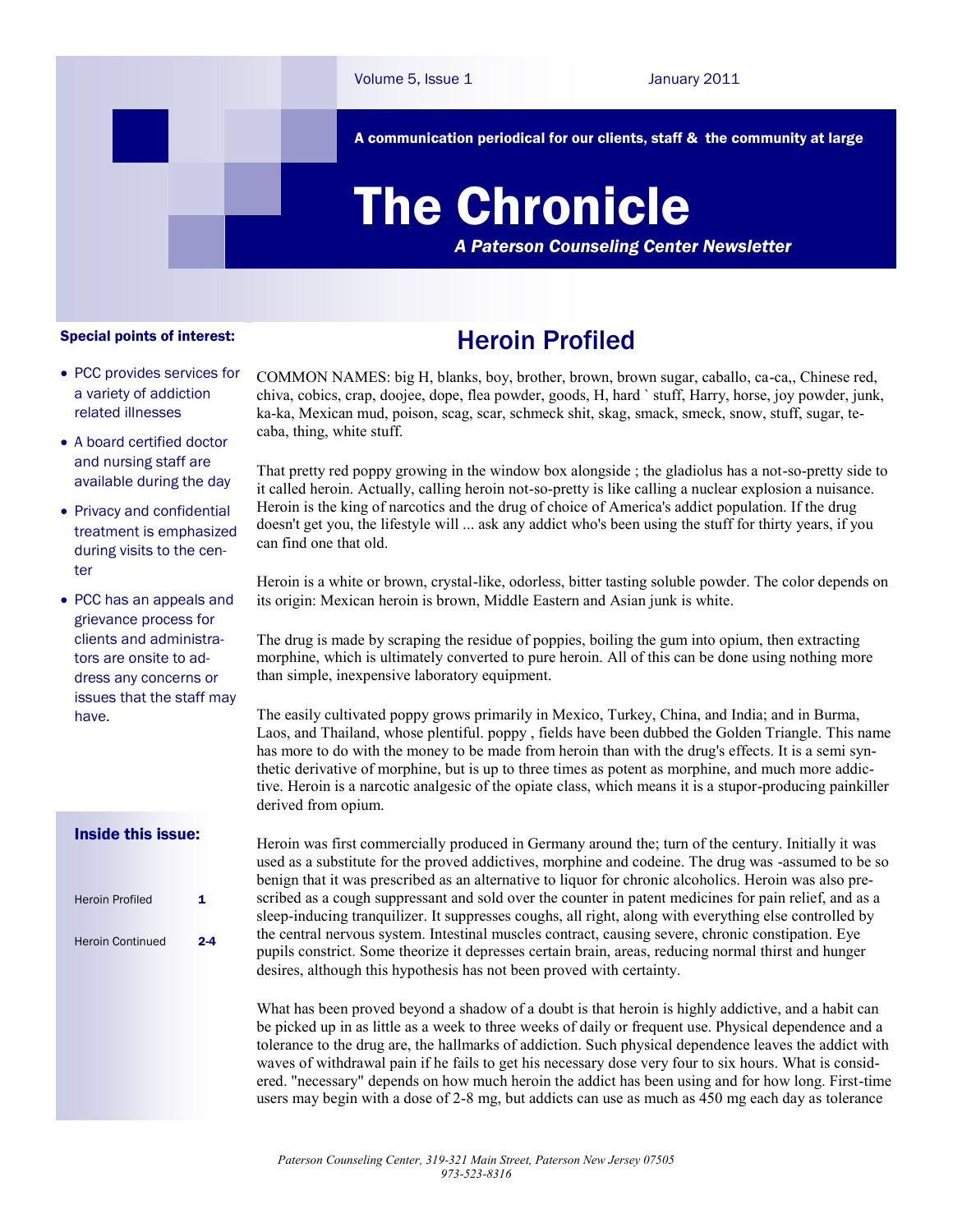A communication periodical for our clients, staff & the community at large

# The Chronicle

***A Paterson Counseling Center Newsletter***

**Special points of interest:**

- PCC provides services for a variety of addiction related illnesses
- A board certified doctor and nursing staff are available during the day
- Privacy and confidential treatment is emphasized during visits to the center
- PCC has an appeals and grievance process for clients and administrators are onsite to address any concerns or issues that the staff may have.

**Inside this issue:**

| | |
|---|---|
| Heroin Profiled | 1 |
| Heroin Continued | 2-4 |

## Heroin Profiled

COMMON NAMES: big H, blanks, boy, brother, brown, brown sugar, caballo, ca-ca,, Chinese red, chiva, cobics, crap, doojee, dope, flea powder, goods, H, hard ` stuff, Harry, horse, joy powder, junk, ka-ka, Mexican mud, poison, scag, scar, schmeck shit, skag, smack, smeck, snow, stuff, sugar, te-caba, thing, white stuff.

That pretty red poppy growing in the window box alongside ; the gladiolus has a not-so-pretty side to it called heroin. Actually, calling heroin not-so-pretty is like calling a nuclear explosion a nuisance. Heroin is the king of narcotics and the drug of choice of America's addict population. If the drug doesn't get you, the lifestyle will ... ask any addict who's been using the stuff for thirty years, if you can find one that old.

Heroin is a white or brown, crystal-like, odorless, bitter tasting soluble powder. The color depends on its origin: Mexican heroin is brown, Middle Eastern and Asian junk is white.

The drug is made by scraping the residue of poppies, boiling the gum into opium, then extracting morphine, which is ultimately converted to pure heroin. All of this can be done using nothing more than simple, inexpensive laboratory equipment.

The easily cultivated poppy grows primarily in Mexico, Turkey, China, and India; and in Burma, Laos, and Thailand, whose plentiful. poppy , fields have been dubbed the Golden Triangle. This name has more to do with the money to be made from heroin than with the drug's effects. It is a semi synthetic derivative of morphine, but is up to three times as potent as morphine, and much more addictive. Heroin is a narcotic analgesic of the opiate class, which means it is a stupor-producing painkiller derived from opium.

Heroin was first commercially produced in Germany around the; turn of the century. Initially it was used as a substitute for the proved addictives, morphine and codeine. The drug was -assumed to be so benign that it was prescribed as an alternative to liquor for chronic alcoholics. Heroin was also prescribed as a cough suppressant and sold over the counter in patent medicines for pain relief, and as a sleep-inducing tranquilizer. It suppresses coughs, all right, along with everything else controlled by the central nervous system. Intestinal muscles contract, causing severe, chronic constipation. Eye pupils constrict. Some theorize it depresses certain brain, areas, reducing normal thirst and hunger desires, although this hypothesis has not been proved with certainty.

What has been proved beyond a shadow of a doubt is that heroin is highly addictive, and a habit can be picked up in as little as a week to three weeks of daily or frequent use. Physical dependence and a tolerance to the drug are, the hallmarks of addiction. Such physical dependence leaves the addict with waves of withdrawal pain if he fails to get his necessary dose very four to six hours. What is considered. "necessary" depends on how much heroin the addict has been using and for how long. First-time users may begin with a dose of 2-8 mg, but addicts can use as much as 450 mg each day as tolerance

*Paterson Counseling Center, 319-321 Main Street, Paterson New Jersey 07505*
*973-523-8316*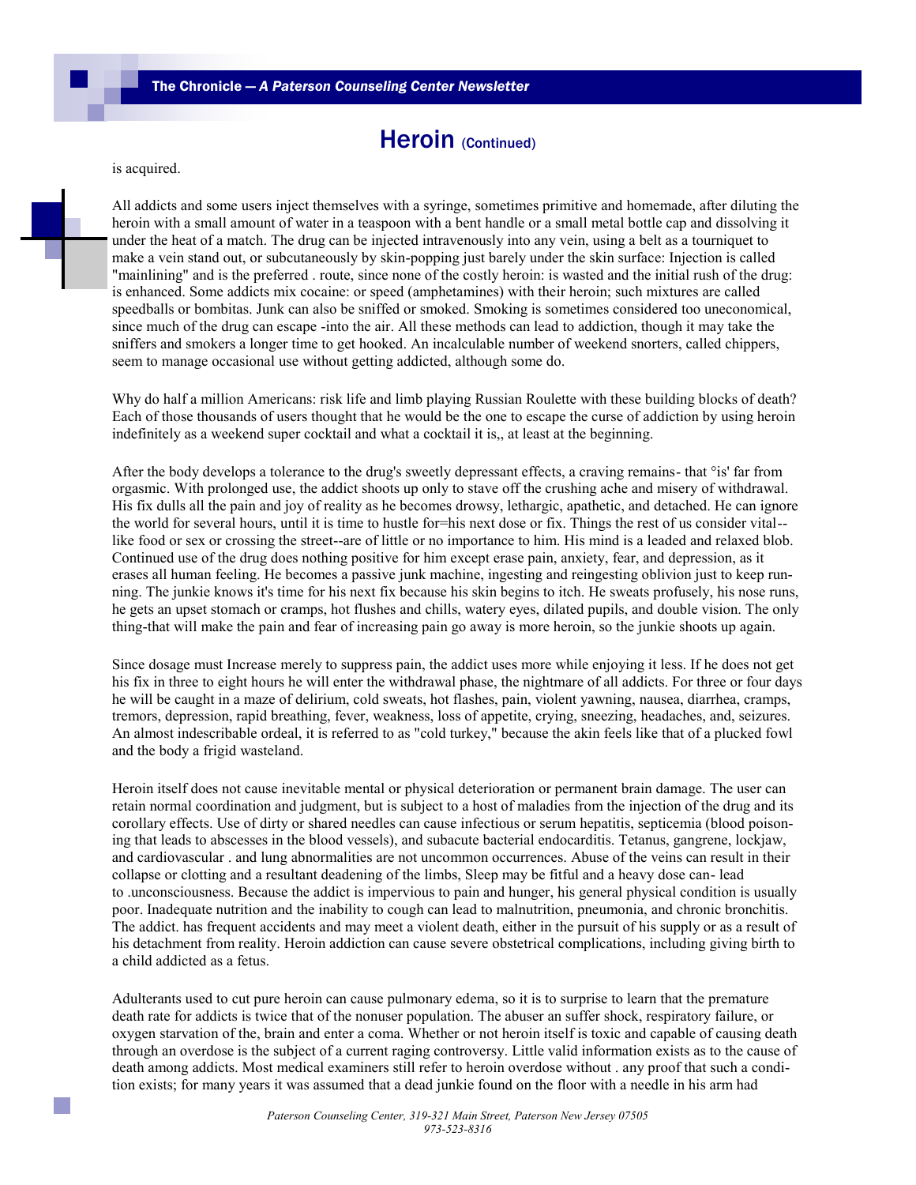## Heroin (Continued)

is acquired.

All addicts and some users inject themselves with a syringe, sometimes primitive and homemade, after diluting the heroin with a small amount of water in a teaspoon with a bent handle or a small metal bottle cap and dissolving it under the heat of a match. The drug can be injected intravenously into any vein, using a belt as a tourniquet to make a vein stand out, or subcutaneously by skin-popping just barely under the skin surface: Injection is called "mainlining" and is the preferred . route, since none of the costly heroin: is wasted and the initial rush of the drug: is enhanced. Some addicts mix cocaine: or speed (amphetamines) with their heroin; such mixtures are called speedballs or bombitas. Junk can also be sniffed or smoked. Smoking is sometimes considered too uneconomical, since much of the drug can escape -into the air. All these methods can lead to addiction, though it may take the sniffers and smokers a longer time to get hooked. An incalculable number of weekend snorters, called chippers, seem to manage occasional use without getting addicted, although some do.

Why do half a million Americans: risk life and limb playing Russian Roulette with these building blocks of death? Each of those thousands of users thought that he would be the one to escape the curse of addiction by using heroin indefinitely as a weekend super cocktail and what a cocktail it is,, at least at the beginning.

After the body develops a tolerance to the drug's sweetly depressant effects, a craving remains- that °is' far from orgasmic. With prolonged use, the addict shoots up only to stave off the crushing ache and misery of withdrawal. His fix dulls all the pain and joy of reality as he becomes drowsy, lethargic, apathetic, and detached. He can ignore the world for several hours, until it is time to hustle for=his next dose or fix. Things the rest of us consider vital--like food or sex or crossing the street--are of little or no importance to him. His mind is a leaded and relaxed blob. Continued use of the drug does nothing positive for him except erase pain, anxiety, fear, and depression, as it erases all human feeling. He becomes a passive junk machine, ingesting and reingesting oblivion just to keep running. The junkie knows it's time for his next fix because his skin begins to itch. He sweats profusely, his nose runs, he gets an upset stomach or cramps, hot flushes and chills, watery eyes, dilated pupils, and double vision. The only thing-that will make the pain and fear of increasing pain go away is more heroin, so the junkie shoots up again.

Since dosage must Increase merely to suppress pain, the addict uses more while enjoying it less. If he does not get his fix in three to eight hours he will enter the withdrawal phase, the nightmare of all addicts. For three or four days he will be caught in a maze of delirium, cold sweats, hot flashes, pain, violent yawning, nausea, diarrhea, cramps, tremors, depression, rapid breathing, fever, weakness, loss of appetite, crying, sneezing, headaches, and, seizures. An almost indescribable ordeal, it is referred to as "cold turkey," because the akin feels like that of a plucked fowl and the body a frigid wasteland.

Heroin itself does not cause inevitable mental or physical deterioration or permanent brain damage. The user can retain normal coordination and judgment, but is subject to a host of maladies from the injection of the drug and its corollary effects. Use of dirty or shared needles can cause infectious or serum hepatitis, septicemia (blood poisoning that leads to abscesses in the blood vessels), and subacute bacterial endocarditis. Tetanus, gangrene, lockjaw, and cardiovascular . and lung abnormalities are not uncommon occurrences. Abuse of the veins can result in their collapse or clotting and a resultant deadening of the limbs, Sleep may be fitful and a heavy dose can- lead to .unconsciousness. Because the addict is impervious to pain and hunger, his general physical condition is usually poor. Inadequate nutrition and the inability to cough can lead to malnutrition, pneumonia, and chronic bronchitis. The addict. has frequent accidents and may meet a violent death, either in the pursuit of his supply or as a result of his detachment from reality. Heroin addiction can cause severe obstetrical complications, including giving birth to a child addicted as a fetus.

Adulterants used to cut pure heroin can cause pulmonary edema, so it is to surprise to learn that the premature death rate for addicts is twice that of the nonuser population. The abuser an suffer shock, respiratory failure, or oxygen starvation of the, brain and enter a coma. Whether or not heroin itself is toxic and capable of causing death through an overdose is the subject of a current raging controversy. Little valid information exists as to the cause of death among addicts. Most medical examiners still refer to heroin overdose without . any proof that such a condition exists; for many years it was assumed that a dead junkie found on the floor with a needle in his arm had

Paterson Counseling Center, 319-321 Main Street, Paterson New Jersey 07505
973-523-8316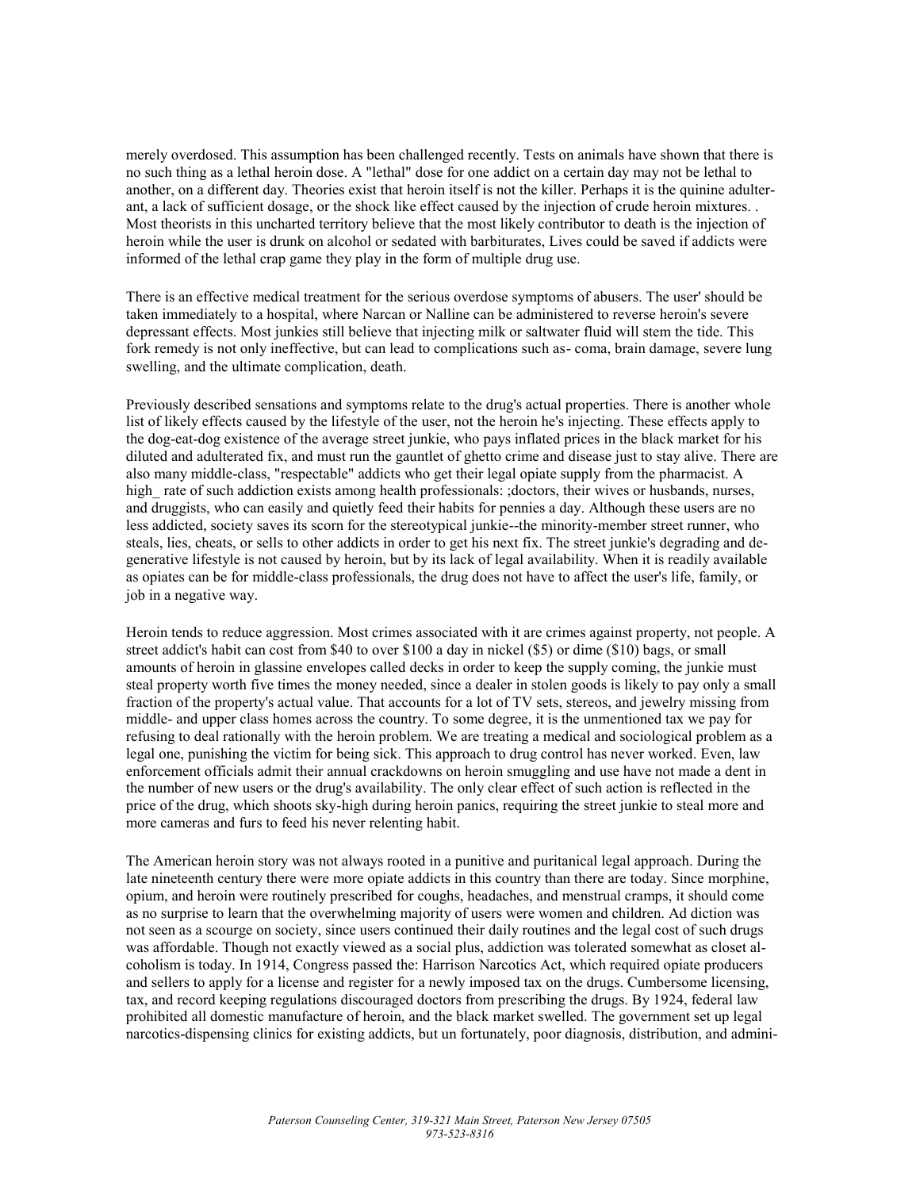merely overdosed. This assumption has been challenged recently. Tests on animals have shown that there is no such thing as a lethal heroin dose. A "lethal" dose for one addict on a certain day may not be lethal to another, on a different day. Theories exist that heroin itself is not the killer. Perhaps it is the quinine adulterant, a lack of sufficient dosage, or the shock like effect caused by the injection of crude heroin mixtures. . Most theorists in this uncharted territory believe that the most likely contributor to death is the injection of heroin while the user is drunk on alcohol or sedated with barbiturates, Lives could be saved if addicts were informed of the lethal crap game they play in the form of multiple drug use.

There is an effective medical treatment for the serious overdose symptoms of abusers. The user' should be taken immediately to a hospital, where Narcan or Nalline can be administered to reverse heroin's severe depressant effects. Most junkies still believe that injecting milk or saltwater fluid will stem the tide. This fork remedy is not only ineffective, but can lead to complications such as- coma, brain damage, severe lung swelling, and the ultimate complication, death.

Previously described sensations and symptoms relate to the drug's actual properties. There is another whole list of likely effects caused by the lifestyle of the user, not the heroin he's injecting. These effects apply to the dog-eat-dog existence of the average street junkie, who pays inflated prices in the black market for his diluted and adulterated fix, and must run the gauntlet of ghetto crime and disease just to stay alive. There are also many middle-class, "respectable" addicts who get their legal opiate supply from the pharmacist. A high_ rate of such addiction exists among health professionals: ;doctors, their wives or husbands, nurses, and druggists, who can easily and quietly feed their habits for pennies a day. Although these users are no less addicted, society saves its scorn for the stereotypical junkie--the minority-member street runner, who steals, lies, cheats, or sells to other addicts in order to get his next fix. The street junkie's degrading and degenerative lifestyle is not caused by heroin, but by its lack of legal availability. When it is readily available as opiates can be for middle-class professionals, the drug does not have to affect the user's life, family, or job in a negative way.

Heroin tends to reduce aggression. Most crimes associated with it are crimes against property, not people. A street addict's habit can cost from $40 to over $100 a day in nickel ($5) or dime ($10) bags, or small amounts of heroin in glassine envelopes called decks in order to keep the supply coming, the junkie must steal property worth five times the money needed, since a dealer in stolen goods is likely to pay only a small fraction of the property's actual value. That accounts for a lot of TV sets, stereos, and jewelry missing from middle- and upper class homes across the country. To some degree, it is the unmentioned tax we pay for refusing to deal rationally with the heroin problem. We are treating a medical and sociological problem as a legal one, punishing the victim for being sick. This approach to drug control has never worked. Even, law enforcement officials admit their annual crackdowns on heroin smuggling and use have not made a dent in the number of new users or the drug's availability. The only clear effect of such action is reflected in the price of the drug, which shoots sky-high during heroin panics, requiring the street junkie to steal more and more cameras and furs to feed his never relenting habit.

The American heroin story was not always rooted in a punitive and puritanical legal approach. During the late nineteenth century there were more opiate addicts in this country than there are today. Since morphine, opium, and heroin were routinely prescribed for coughs, headaches, and menstrual cramps, it should come as no surprise to learn that the overwhelming majority of users were women and children. Ad diction was not seen as a scourge on society, since users continued their daily routines and the legal cost of such drugs was affordable. Though not exactly viewed as a social plus, addiction was tolerated somewhat as closet alcoholism is today. In 1914, Congress passed the: Harrison Narcotics Act, which required opiate producers and sellers to apply for a license and register for a newly imposed tax on the drugs. Cumbersome licensing, tax, and record keeping regulations discouraged doctors from prescribing the drugs. By 1924, federal law prohibited all domestic manufacture of heroin, and the black market swelled. The government set up legal narcotics-dispensing clinics for existing addicts, but un fortunately, poor diagnosis, distribution, and admini-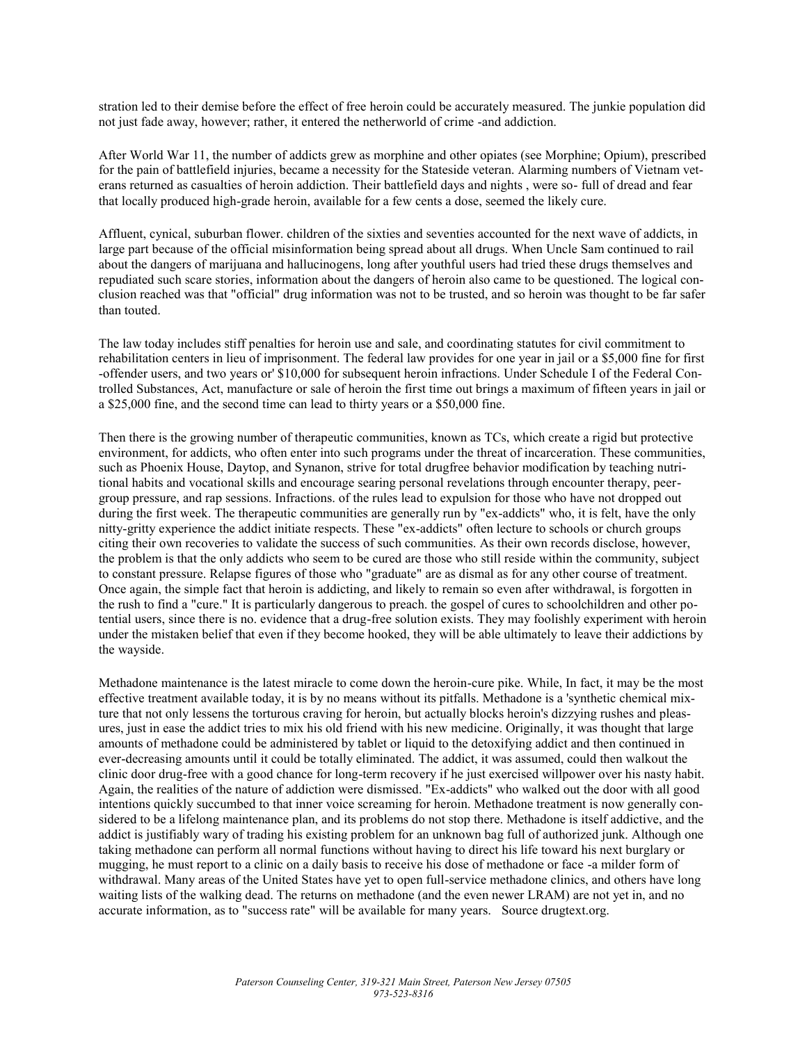stration led to their demise before the effect of free heroin could be accurately measured. The junkie population did not just fade away, however; rather, it entered the netherworld of crime -and addiction.

After World War 11, the number of addicts grew as morphine and other opiates (see Morphine; Opium), prescribed for the pain of battlefield injuries, became a necessity for the Stateside veteran. Alarming numbers of Vietnam veterans returned as casualties of heroin addiction. Their battlefield days and nights , were so- full of dread and fear that locally produced high-grade heroin, available for a few cents a dose, seemed the likely cure.

Affluent, cynical, suburban flower. children of the sixties and seventies accounted for the next wave of addicts, in large part because of the official misinformation being spread about all drugs. When Uncle Sam continued to rail about the dangers of marijuana and hallucinogens, long after youthful users had tried these drugs themselves and repudiated such scare stories, information about the dangers of heroin also came to be questioned. The logical conclusion reached was that "official" drug information was not to be trusted, and so heroin was thought to be far safer than touted.

The law today includes stiff penalties for heroin use and sale, and coordinating statutes for civil commitment to rehabilitation centers in lieu of imprisonment. The federal law provides for one year in jail or a $5,000 fine for first -offender users, and two years or' $10,000 for subsequent heroin infractions. Under Schedule I of the Federal Controlled Substances, Act, manufacture or sale of heroin the first time out brings a maximum of fifteen years in jail or a $25,000 fine, and the second time can lead to thirty years or a $50,000 fine.

Then there is the growing number of therapeutic communities, known as TCs, which create a rigid but protective environment, for addicts, who often enter into such programs under the threat of incarceration. These communities, such as Phoenix House, Daytop, and Synanon, strive for total drugfree behavior modification by teaching nutritional habits and vocational skills and encourage searing personal revelations through encounter therapy, peer-group pressure, and rap sessions. Infractions. of the rules lead to expulsion for those who have not dropped out during the first week. The therapeutic communities are generally run by "ex-addicts" who, it is felt, have the only nitty-gritty experience the addict initiate respects. These "ex-addicts" often lecture to schools or church groups citing their own recoveries to validate the success of such communities. As their own records disclose, however, the problem is that the only addicts who seem to be cured are those who still reside within the community, subject to constant pressure. Relapse figures of those who "graduate" are as dismal as for any other course of treatment. Once again, the simple fact that heroin is addicting, and likely to remain so even after withdrawal, is forgotten in the rush to find a "cure." It is particularly dangerous to preach. the gospel of cures to schoolchildren and other potential users, since there is no. evidence that a drug-free solution exists. They may foolishly experiment with heroin under the mistaken belief that even if they become hooked, they will be able ultimately to leave their addictions by the wayside.

Methadone maintenance is the latest miracle to come down the heroin-cure pike. While, In fact, it may be the most effective treatment available today, it is by no means without its pitfalls. Methadone is a 'synthetic chemical mixture that not only lessens the torturous craving for heroin, but actually blocks heroin's dizzying rushes and pleasures, just in ease the addict tries to mix his old friend with his new medicine. Originally, it was thought that large amounts of methadone could be administered by tablet or liquid to the detoxifying addict and then continued in ever-decreasing amounts until it could be totally eliminated. The addict, it was assumed, could then walkout the clinic door drug-free with a good chance for long-term recovery if he just exercised willpower over his nasty habit. Again, the realities of the nature of addiction were dismissed. "Ex-addicts" who walked out the door with all good intentions quickly succumbed to that inner voice screaming for heroin. Methadone treatment is now generally considered to be a lifelong maintenance plan, and its problems do not stop there. Methadone is itself addictive, and the addict is justifiably wary of trading his existing problem for an unknown bag full of authorized junk. Although one taking methadone can perform all normal functions without having to direct his life toward his next burglary or mugging, he must report to a clinic on a daily basis to receive his dose of methadone or face -a milder form of withdrawal. Many areas of the United States have yet to open full-service methadone clinics, and others have long waiting lists of the walking dead. The returns on methadone (and the even newer LRAM) are not yet in, and no accurate information, as to "success rate" will be available for many years. Source drugtext.org.

*Paterson Counseling Center, 319-321 Main Street, Paterson New Jersey 07505*
*973-523-8316*